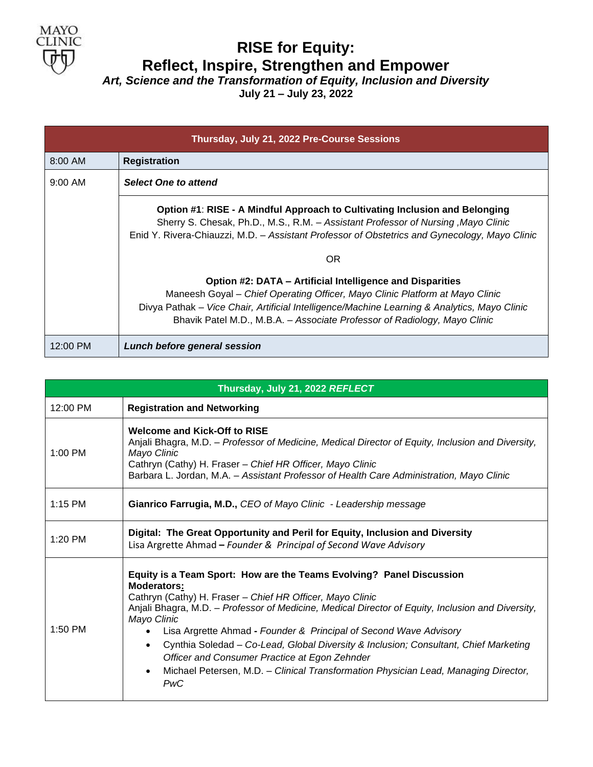MAYO CLINIC

# RISE for Equity: Reflect, Inspire, Strengthen and Empower

***Art, Science and the Transformation of Equity, Inclusion and Diversity***

**July 21 – July 23, 2022**

| **Thursday, July 21, 2022 Pre-Course Sessions** | |
|---|---|
| 8:00 AM | **Registration** |
| 9:00 AM | ***Select One to attend*** |
| | **Option #1**: **RISE - A Mindful Approach to Cultivating Inclusion and Belonging**<br>Sherry S. Chesak, Ph.D., M.S., R.M. – *Assistant Professor of Nursing ,Mayo Clinic*<br>Enid Y. Rivera-Chiauzzi, M.D. – *Assistant Professor of Obstetrics and Gynecology, Mayo Clinic*<br><br>OR<br><br>**Option #2: DATA – Artificial Intelligence and Disparities**<br>Maneesh Goyal – *Chief Operating Officer, Mayo Clinic Platform at Mayo Clinic*<br>Divya Pathak – *Vice Chair, Artificial Intelligence/Machine Learning & Analytics, Mayo Clinic*<br>Bhavik Patel M.D., M.B.A. – *Associate Professor of Radiology, Mayo Clinic* |
| 12:00 PM | ***Lunch before general session*** |

| **Thursday, July 21, 2022 *REFLECT*** | |
|---|---|
| 12:00 PM | **Registration and Networking** |
| 1:00 PM | **Welcome and Kick-Off to RISE**<br>Anjali Bhagra, M.D. – *Professor of Medicine, Medical Director of Equity, Inclusion and Diversity, Mayo Clinic*<br>Cathryn (Cathy) H. Fraser – *Chief HR Officer, Mayo Clinic*<br>Barbara L. Jordan, M.A. – *Assistant Professor of Health Care Administration, Mayo Clinic* |
| 1:15 PM | **Gianrico Farrugia, M.D.,** *CEO of Mayo Clinic - Leadership message* |
| 1:20 PM | **Digital: The Great Opportunity and Peril for Equity, Inclusion and Diversity**<br>Lisa Argrette Ahmad **–** *Founder & Principal of Second Wave Advisory* |
| 1:50 PM | **Equity is a Team Sport: How are the Teams Evolving? Panel Discussion**<br>**Moderators:**<br>Cathryn (Cathy) H. Fraser – *Chief HR Officer, Mayo Clinic*<br>Anjali Bhagra, M.D. – *Professor of Medicine, Medical Director of Equity, Inclusion and Diversity, Mayo Clinic*<br>• Lisa Argrette Ahmad **-** *Founder & Principal of Second Wave Advisory*<br>• Cynthia Soledad – *Co-Lead, Global Diversity & Inclusion; Consultant, Chief Marketing Officer and Consumer Practice at Egon Zehnder*<br>• Michael Petersen, M.D. – *Clinical Transformation Physician Lead, Managing Director, PwC* |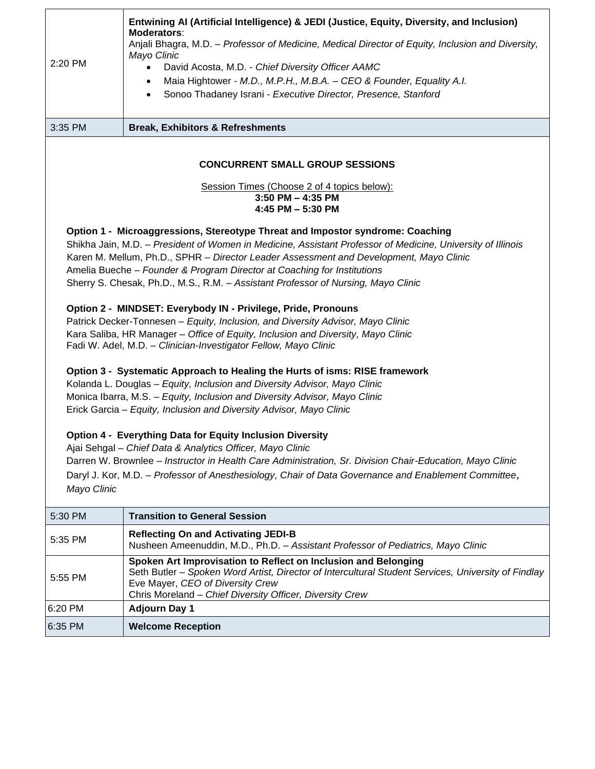| | |
|---|---|
| 2:20 PM | **Entwining AI (Artificial Intelligence) & JEDI (Justice, Equity, Diversity, and Inclusion)** <br> **Moderators**: <br> Anjali Bhagra, M.D. – *Professor of Medicine, Medical Director of Equity, Inclusion and Diversity, Mayo Clinic* <br> • David Acosta, M.D. - *Chief Diversity Officer AAMC* <br> • Maia Hightower - *M.D., M.P.H., M.B.A. – CEO & Founder, Equality A.I.* <br> • Sonoo Thadaney Israni - *Executive Director, Presence, Stanford* |
| 3:35 PM | **Break, Exhibitors & Refreshments** |

**CONCURRENT SMALL GROUP SESSIONS**

Session Times (Choose 2 of 4 topics below):
**3:50 PM – 4:35 PM**
**4:45 PM – 5:30 PM**

**Option 1 - Microaggressions, Stereotype Threat and Impostor syndrome: Coaching**
Shikha Jain, M.D. – *President of Women in Medicine, Assistant Professor of Medicine, University of Illinois*
Karen M. Mellum, Ph.D., SPHR – *Director Leader Assessment and Development, Mayo Clinic*
Amelia Bueche – *Founder & Program Director at Coaching for Institutions*
Sherry S. Chesak, Ph.D., M.S., R.M. – *Assistant Professor of Nursing, Mayo Clinic*

**Option 2 - MINDSET: Everybody IN - Privilege, Pride, Pronouns**
Patrick Decker-Tonnesen – *Equity, Inclusion, and Diversity Advisor, Mayo Clinic*
Kara Saliba, HR Manager – *Office of Equity, Inclusion and Diversity, Mayo Clinic*
Fadi W. Adel, M.D. – *Clinician-Investigator Fellow, Mayo Clinic*

**Option 3 - Systematic Approach to Healing the Hurts of isms: RISE framework**
Kolanda L. Douglas – *Equity, Inclusion and Diversity Advisor, Mayo Clinic*
Monica Ibarra, M.S. – *Equity, Inclusion and Diversity Advisor, Mayo Clinic*
Erick Garcia – *Equity, Inclusion and Diversity Advisor, Mayo Clinic*

**Option 4 - Everything Data for Equity Inclusion Diversity**
Ajai Sehgal – *Chief Data & Analytics Officer, Mayo Clinic*
Darren W. Brownlee – *Instructor in Health Care Administration, Sr. Division Chair-Education, Mayo Clinic*
Daryl J. Kor, M.D. – *Professor of Anesthesiology, Chair of Data Governance and Enablement Committee*, *Mayo Clinic*

| | |
|---|---|
| 5:30 PM | **Transition to General Session** |
| 5:35 PM | **Reflecting On and Activating JEDI-B** <br> Nusheen Ameenuddin, M.D., Ph.D. – *Assistant Professor of Pediatrics, Mayo Clinic* |
| 5:55 PM | **Spoken Art Improvisation to Reflect on Inclusion and Belonging** <br> Seth Butler – *Spoken Word Artist, Director of Intercultural Student Services, University of Findlay* <br> Eve Mayer, *CEO of Diversity Crew* <br> Chris Moreland – *Chief Diversity Officer, Diversity Crew* |
| 6:20 PM | **Adjourn Day 1** |
| 6:35 PM | **Welcome Reception** |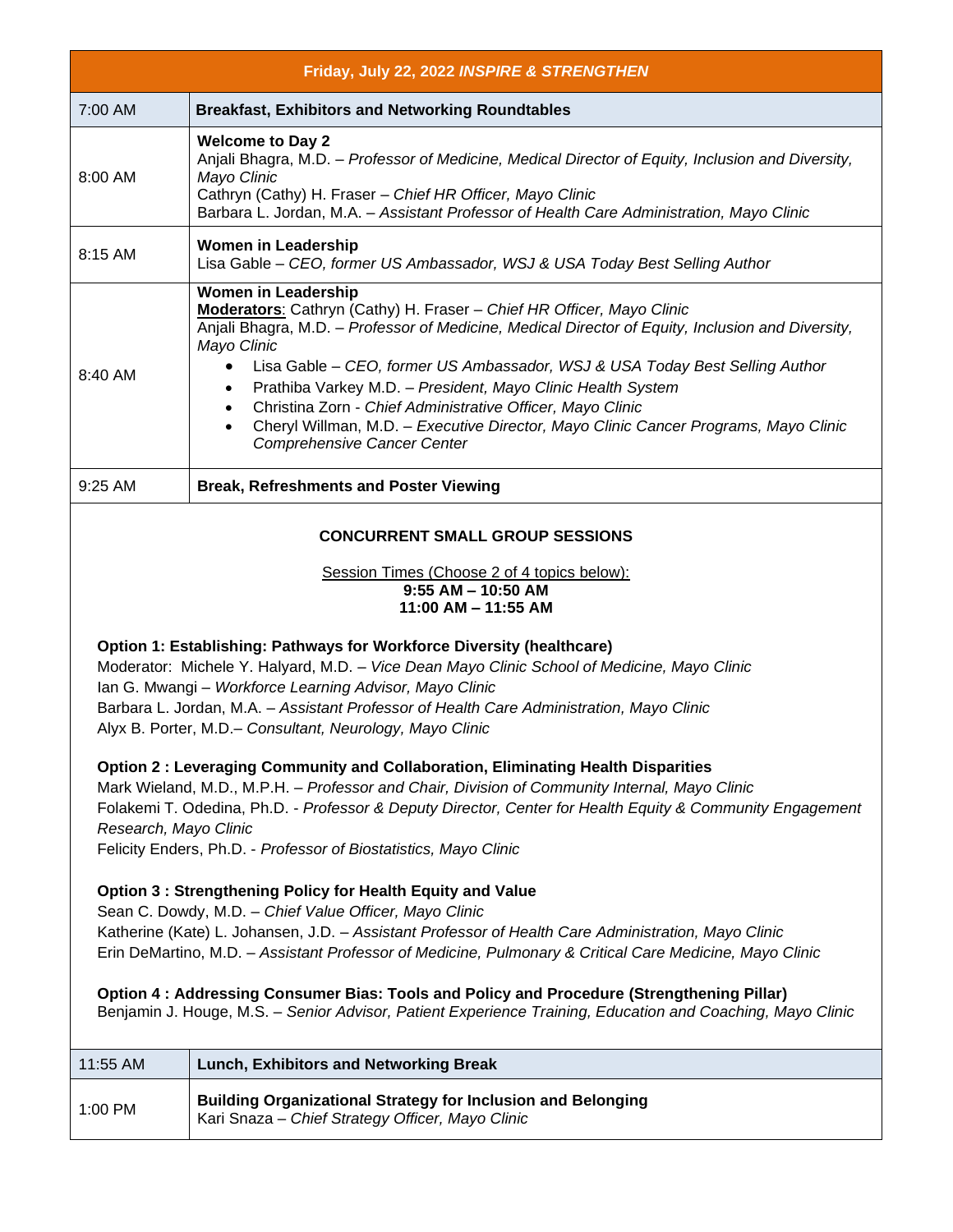| Friday, July 22, 2022 *INSPIRE & STRENGTHEN* | |
|---|---|
| 7:00 AM | **Breakfast, Exhibitors and Networking Roundtables** |
| 8:00 AM | **Welcome to Day 2**<br>Anjali Bhagra, M.D. – *Professor of Medicine, Medical Director of Equity, Inclusion and Diversity, Mayo Clinic*<br>Cathryn (Cathy) H. Fraser – *Chief HR Officer, Mayo Clinic*<br>Barbara L. Jordan, M.A. – *Assistant Professor of Health Care Administration, Mayo Clinic* |
| 8:15 AM | **Women in Leadership**<br>Lisa Gable – *CEO, former US Ambassador, WSJ & USA Today Best Selling Author* |
| 8:40 AM | **Women in Leadership**<br>**Moderators**: Cathryn (Cathy) H. Fraser – *Chief HR Officer, Mayo Clinic*<br>Anjali Bhagra, M.D. – *Professor of Medicine, Medical Director of Equity, Inclusion and Diversity, Mayo Clinic*<br>• Lisa Gable – *CEO, former US Ambassador, WSJ & USA Today Best Selling Author*<br>• Prathiba Varkey M.D. – *President, Mayo Clinic Health System*<br>• Christina Zorn - *Chief Administrative Officer, Mayo Clinic*<br>• Cheryl Willman, M.D. – *Executive Director, Mayo Clinic Cancer Programs, Mayo Clinic Comprehensive Cancer Center* |
| 9:25 AM | **Break, Refreshments and Poster Viewing** |

**CONCURRENT SMALL GROUP SESSIONS**

Session Times (Choose 2 of 4 topics below):
**9:55 AM – 10:50 AM**
**11:00 AM – 11:55 AM**

**Option 1: Establishing: Pathways for Workforce Diversity (healthcare)**
Moderator: Michele Y. Halyard, M.D. – *Vice Dean Mayo Clinic School of Medicine, Mayo Clinic*
Ian G. Mwangi – *Workforce Learning Advisor, Mayo Clinic*
Barbara L. Jordan, M.A. – *Assistant Professor of Health Care Administration, Mayo Clinic*
Alyx B. Porter, M.D.– *Consultant, Neurology, Mayo Clinic*

**Option 2 : Leveraging Community and Collaboration, Eliminating Health Disparities**
Mark Wieland, M.D., M.P.H. – *Professor and Chair, Division of Community Internal, Mayo Clinic*
Folakemi T. Odedina, Ph.D. - *Professor & Deputy Director, Center for Health Equity & Community Engagement Research, Mayo Clinic*
Felicity Enders, Ph.D. - *Professor of Biostatistics, Mayo Clinic*

**Option 3 : Strengthening Policy for Health Equity and Value**
Sean C. Dowdy, M.D. – *Chief Value Officer, Mayo Clinic*
Katherine (Kate) L. Johansen, J.D. – *Assistant Professor of Health Care Administration, Mayo Clinic*
Erin DeMartino, M.D. – *Assistant Professor of Medicine, Pulmonary & Critical Care Medicine, Mayo Clinic*

**Option 4 : Addressing Consumer Bias: Tools and Policy and Procedure (Strengthening Pillar)**
Benjamin J. Houge, M.S. – *Senior Advisor, Patient Experience Training, Education and Coaching, Mayo Clinic*

| | |
|---|---|
| 11:55 AM | **Lunch, Exhibitors and Networking Break** |
| 1:00 PM | **Building Organizational Strategy for Inclusion and Belonging**<br>Kari Snaza – *Chief Strategy Officer, Mayo Clinic* |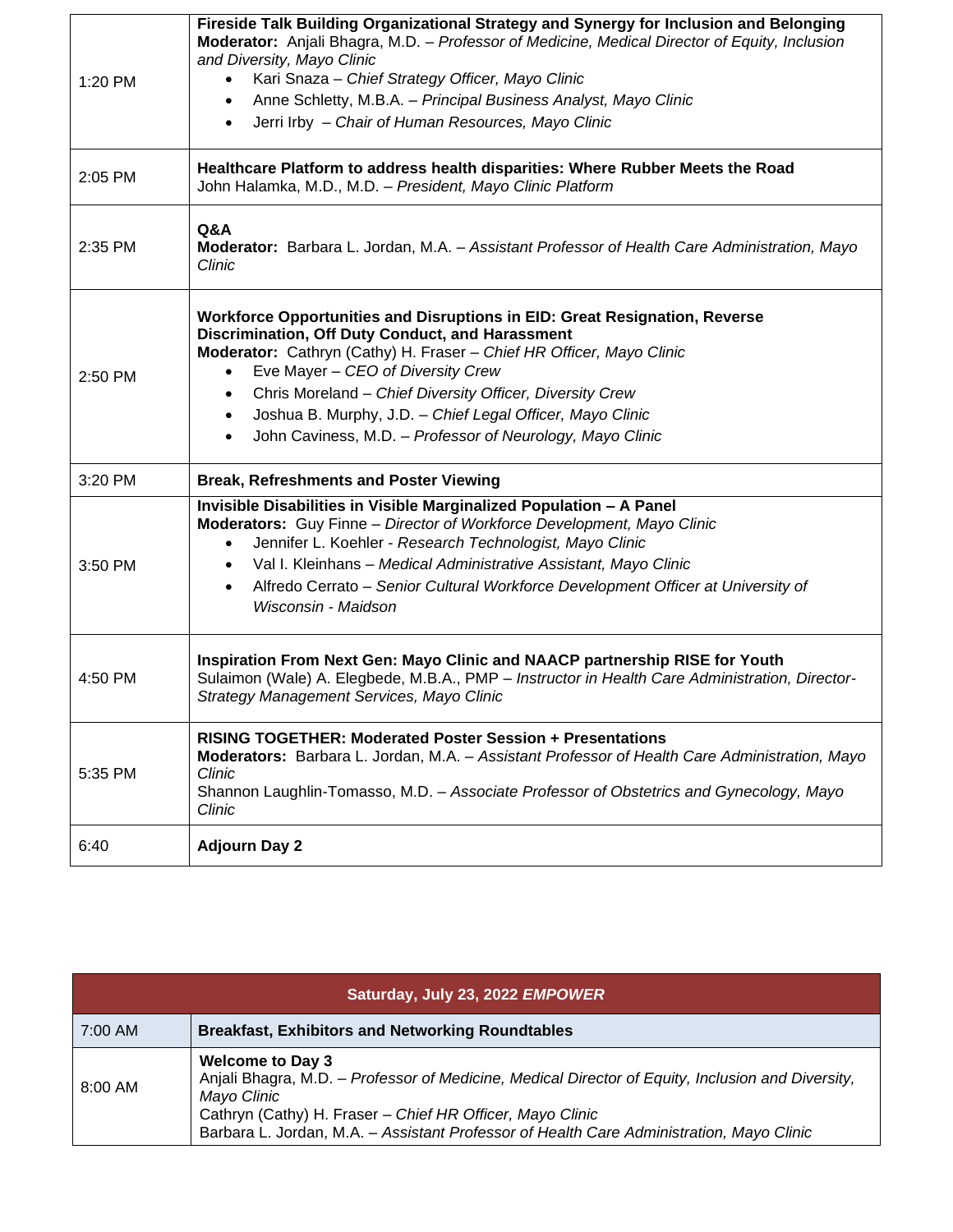| | |
|---|---|
| 1:20 PM | **Fireside Talk Building Organizational Strategy and Synergy for Inclusion and Belonging** <br> **Moderator:** Anjali Bhagra, M.D. – *Professor of Medicine, Medical Director of Equity, Inclusion and Diversity, Mayo Clinic* <br> • Kari Snaza – *Chief Strategy Officer, Mayo Clinic* <br> • Anne Schletty, M.B.A. – *Principal Business Analyst, Mayo Clinic* <br> • Jerri Irby – *Chair of Human Resources, Mayo Clinic* |
| 2:05 PM | **Healthcare Platform to address health disparities: Where Rubber Meets the Road** <br> John Halamka, M.D., M.D. – *President, Mayo Clinic Platform* |
| 2:35 PM | **Q&A** <br> **Moderator:** Barbara L. Jordan, M.A. – *Assistant Professor of Health Care Administration, Mayo Clinic* |
| 2:50 PM | **Workforce Opportunities and Disruptions in EID: Great Resignation, Reverse Discrimination, Off Duty Conduct, and Harassment** <br> **Moderator:** Cathryn (Cathy) H. Fraser – *Chief HR Officer, Mayo Clinic* <br> • Eve Mayer – *CEO of Diversity Crew* <br> • Chris Moreland – *Chief Diversity Officer, Diversity Crew* <br> • Joshua B. Murphy, J.D. – *Chief Legal Officer, Mayo Clinic* <br> • John Caviness, M.D. – *Professor of Neurology, Mayo Clinic* |
| 3:20 PM | **Break, Refreshments and Poster Viewing** |
| 3:50 PM | **Invisible Disabilities in Visible Marginalized Population – A Panel** <br> **Moderators:** Guy Finne – *Director of Workforce Development, Mayo Clinic* <br> • Jennifer L. Koehler - *Research Technologist, Mayo Clinic* <br> • Val I. Kleinhans – *Medical Administrative Assistant, Mayo Clinic* <br> • Alfredo Cerrato – *Senior Cultural Workforce Development Officer at University of Wisconsin - Maidson* |
| 4:50 PM | **Inspiration From Next Gen: Mayo Clinic and NAACP partnership RISE for Youth** <br> Sulaimon (Wale) A. Elegbede, M.B.A., PMP – *Instructor in Health Care Administration, Director-Strategy Management Services, Mayo Clinic* |
| 5:35 PM | **RISING TOGETHER: Moderated Poster Session + Presentations** <br> **Moderators:** Barbara L. Jordan, M.A. – *Assistant Professor of Health Care Administration, Mayo Clinic* <br> Shannon Laughlin-Tomasso, M.D. – *Associate Professor of Obstetrics and Gynecology, Mayo Clinic* |
| 6:40 | **Adjourn Day 2** |

| **Saturday, July 23, 2022 *EMPOWER*** | |
|---|---|
| 7:00 AM | **Breakfast, Exhibitors and Networking Roundtables** |
| 8:00 AM | **Welcome to Day 3** <br> Anjali Bhagra, M.D. – *Professor of Medicine, Medical Director of Equity, Inclusion and Diversity, Mayo Clinic* <br> Cathryn (Cathy) H. Fraser – *Chief HR Officer, Mayo Clinic* <br> Barbara L. Jordan, M.A. – *Assistant Professor of Health Care Administration, Mayo Clinic* |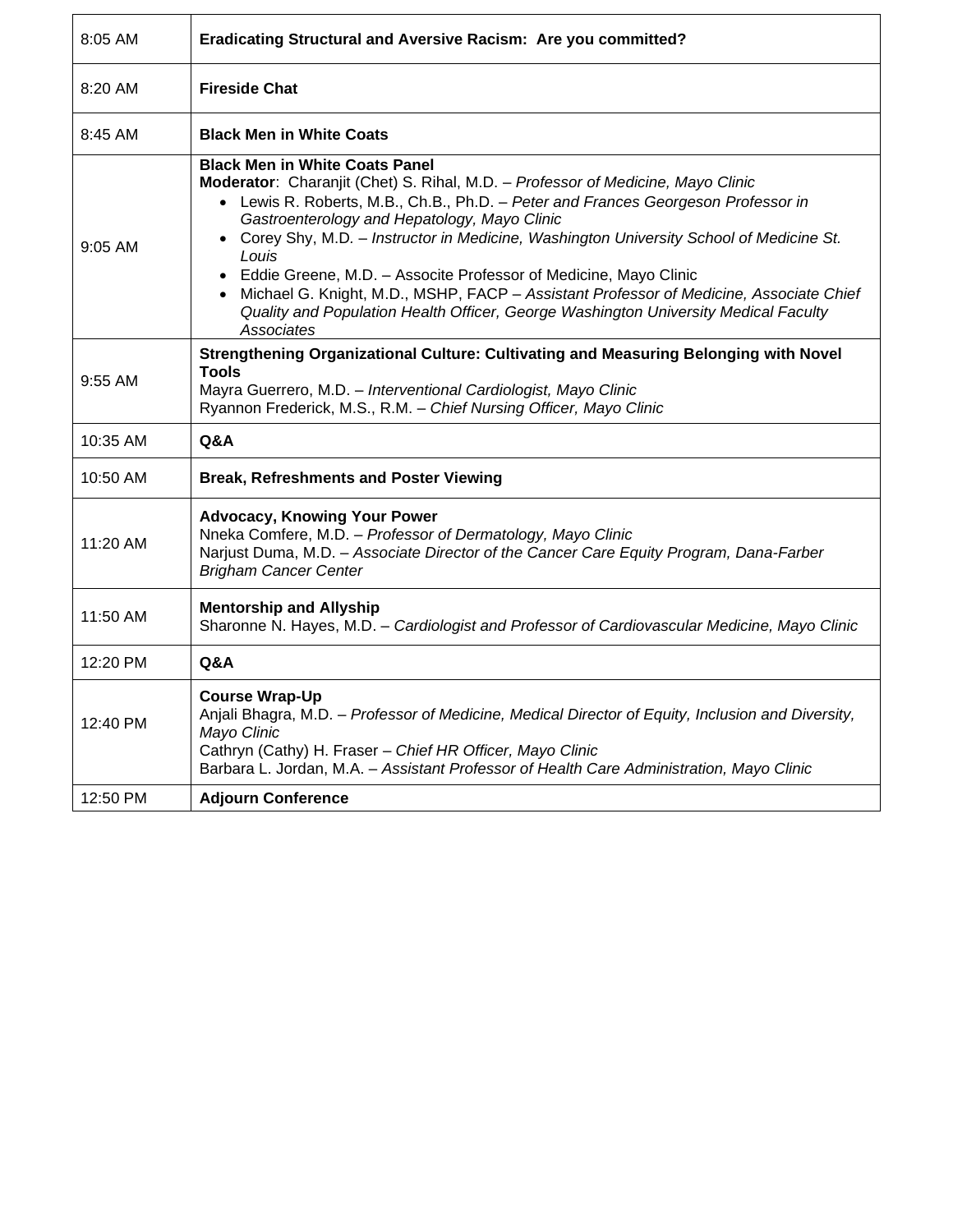| | |
|---|---|
| 8:05 AM | **Eradicating Structural and Aversive Racism: Are you committed?** |
| 8:20 AM | **Fireside Chat** |
| 8:45 AM | **Black Men in White Coats** |
| 9:05 AM | **Black Men in White Coats Panel**<br>**Moderator**: Charanjit (Chet) S. Rihal, M.D. – *Professor of Medicine, Mayo Clinic*<br>• Lewis R. Roberts, M.B., Ch.B., Ph.D. – *Peter and Frances Georgeson Professor in Gastroenterology and Hepatology, Mayo Clinic*<br>• Corey Shy, M.D. – *Instructor in Medicine, Washington University School of Medicine St. Louis*<br>• Eddie Greene, M.D. – Associte Professor of Medicine, Mayo Clinic<br>• Michael G. Knight, M.D., MSHP, FACP – *Assistant Professor of Medicine, Associate Chief Quality and Population Health Officer, George Washington University Medical Faculty Associates* |
| 9:55 AM | **Strengthening Organizational Culture: Cultivating and Measuring Belonging with Novel Tools**<br>Mayra Guerrero, M.D. – *Interventional Cardiologist, Mayo Clinic*<br>Ryannon Frederick, M.S., R.M. – *Chief Nursing Officer, Mayo Clinic* |
| 10:35 AM | **Q&A** |
| 10:50 AM | **Break, Refreshments and Poster Viewing** |
| 11:20 AM | **Advocacy, Knowing Your Power**<br>Nneka Comfere, M.D. – *Professor of Dermatology, Mayo Clinic*<br>Narjust Duma, M.D. – *Associate Director of the Cancer Care Equity Program, Dana-Farber Brigham Cancer Center* |
| 11:50 AM | **Mentorship and Allyship**<br>Sharonne N. Hayes, M.D. – *Cardiologist and Professor of Cardiovascular Medicine, Mayo Clinic* |
| 12:20 PM | **Q&A** |
| 12:40 PM | **Course Wrap-Up**<br>Anjali Bhagra, M.D. – *Professor of Medicine, Medical Director of Equity, Inclusion and Diversity, Mayo Clinic*<br>Cathryn (Cathy) H. Fraser – *Chief HR Officer, Mayo Clinic*<br>Barbara L. Jordan, M.A. – *Assistant Professor of Health Care Administration, Mayo Clinic* |
| 12:50 PM | **Adjourn Conference** |